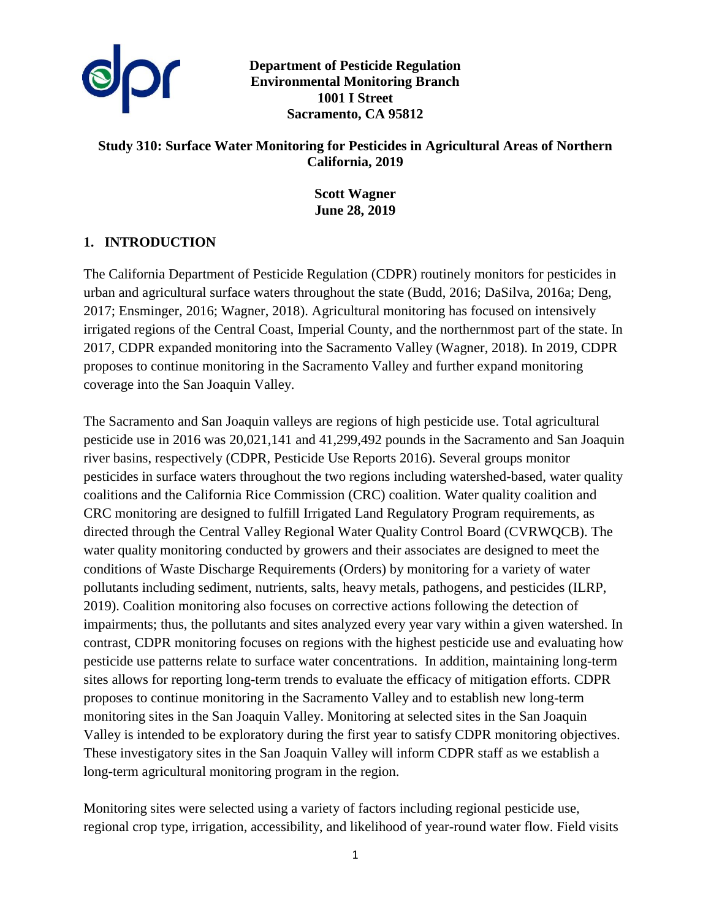**Department of Pesticide Regulation**
**Environmental Monitoring Branch**
**1001 I Street**
**Sacramento, CA 95812**

# Study 310: Surface Water Monitoring for Pesticides in Agricultural Areas of Northern California, 2019

**Scott Wagner**
**June 28, 2019**

## 1. INTRODUCTION

The California Department of Pesticide Regulation (CDPR) routinely monitors for pesticides in urban and agricultural surface waters throughout the state (Budd, 2016; DaSilva, 2016a; Deng, 2017; Ensminger, 2016; Wagner, 2018). Agricultural monitoring has focused on intensively irrigated regions of the Central Coast, Imperial County, and the northernmost part of the state. In 2017, CDPR expanded monitoring into the Sacramento Valley (Wagner, 2018). In 2019, CDPR proposes to continue monitoring in the Sacramento Valley and further expand monitoring coverage into the San Joaquin Valley.

The Sacramento and San Joaquin valleys are regions of high pesticide use. Total agricultural pesticide use in 2016 was 20,021,141 and 41,299,492 pounds in the Sacramento and San Joaquin river basins, respectively (CDPR, Pesticide Use Reports 2016). Several groups monitor pesticides in surface waters throughout the two regions including watershed-based, water quality coalitions and the California Rice Commission (CRC) coalition. Water quality coalition and CRC monitoring are designed to fulfill Irrigated Land Regulatory Program requirements, as directed through the Central Valley Regional Water Quality Control Board (CVRWQCB). The water quality monitoring conducted by growers and their associates are designed to meet the conditions of Waste Discharge Requirements (Orders) by monitoring for a variety of water pollutants including sediment, nutrients, salts, heavy metals, pathogens, and pesticides (ILRP, 2019). Coalition monitoring also focuses on corrective actions following the detection of impairments; thus, the pollutants and sites analyzed every year vary within a given watershed. In contrast, CDPR monitoring focuses on regions with the highest pesticide use and evaluating how pesticide use patterns relate to surface water concentrations. In addition, maintaining long-term sites allows for reporting long-term trends to evaluate the efficacy of mitigation efforts. CDPR proposes to continue monitoring in the Sacramento Valley and to establish new long-term monitoring sites in the San Joaquin Valley. Monitoring at selected sites in the San Joaquin Valley is intended to be exploratory during the first year to satisfy CDPR monitoring objectives. These investigatory sites in the San Joaquin Valley will inform CDPR staff as we establish a long-term agricultural monitoring program in the region.

Monitoring sites were selected using a variety of factors including regional pesticide use, regional crop type, irrigation, accessibility, and likelihood of year-round water flow. Field visits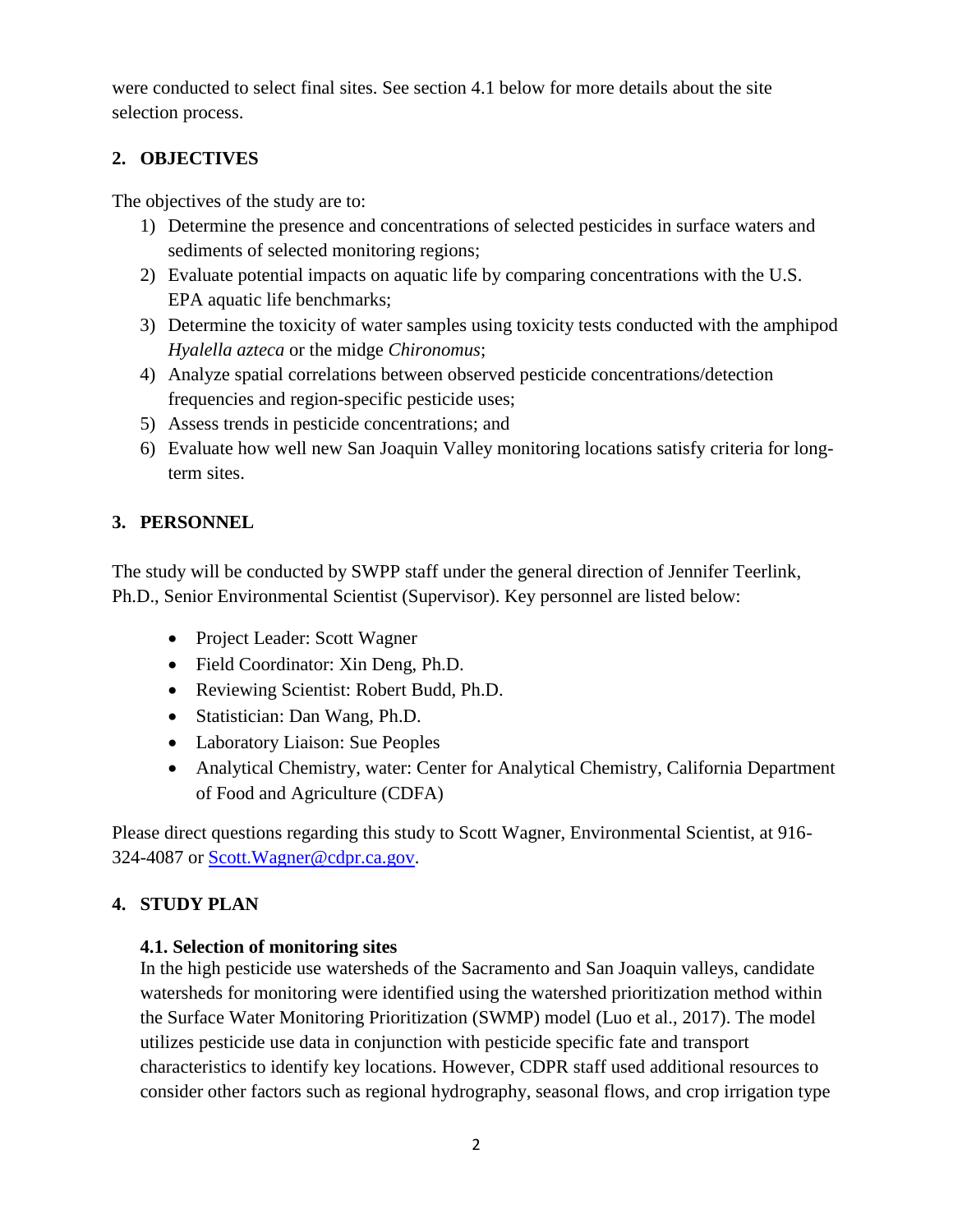were conducted to select final sites. See section 4.1 below for more details about the site selection process.

## 2. OBJECTIVES

The objectives of the study are to:

1) Determine the presence and concentrations of selected pesticides in surface waters and sediments of selected monitoring regions;
2) Evaluate potential impacts on aquatic life by comparing concentrations with the U.S. EPA aquatic life benchmarks;
3) Determine the toxicity of water samples using toxicity tests conducted with the amphipod *Hyalella azteca* or the midge *Chironomus*;
4) Analyze spatial correlations between observed pesticide concentrations/detection frequencies and region-specific pesticide uses;
5) Assess trends in pesticide concentrations; and
6) Evaluate how well new San Joaquin Valley monitoring locations satisfy criteria for long-term sites.

## 3. PERSONNEL

The study will be conducted by SWPP staff under the general direction of Jennifer Teerlink, Ph.D., Senior Environmental Scientist (Supervisor). Key personnel are listed below:

- Project Leader: Scott Wagner
- Field Coordinator: Xin Deng, Ph.D.
- Reviewing Scientist: Robert Budd, Ph.D.
- Statistician: Dan Wang, Ph.D.
- Laboratory Liaison: Sue Peoples
- Analytical Chemistry, water: Center for Analytical Chemistry, California Department of Food and Agriculture (CDFA)

Please direct questions regarding this study to Scott Wagner, Environmental Scientist, at 916-324-4087 or [Scott.Wagner@cdpr.ca.gov](mailto:Scott.Wagner@cdpr.ca.gov).

## 4. STUDY PLAN

### 4.1. Selection of monitoring sites

In the high pesticide use watersheds of the Sacramento and San Joaquin valleys, candidate watersheds for monitoring were identified using the watershed prioritization method within the Surface Water Monitoring Prioritization (SWMP) model (Luo et al., 2017). The model utilizes pesticide use data in conjunction with pesticide specific fate and transport characteristics to identify key locations. However, CDPR staff used additional resources to consider other factors such as regional hydrography, seasonal flows, and crop irrigation type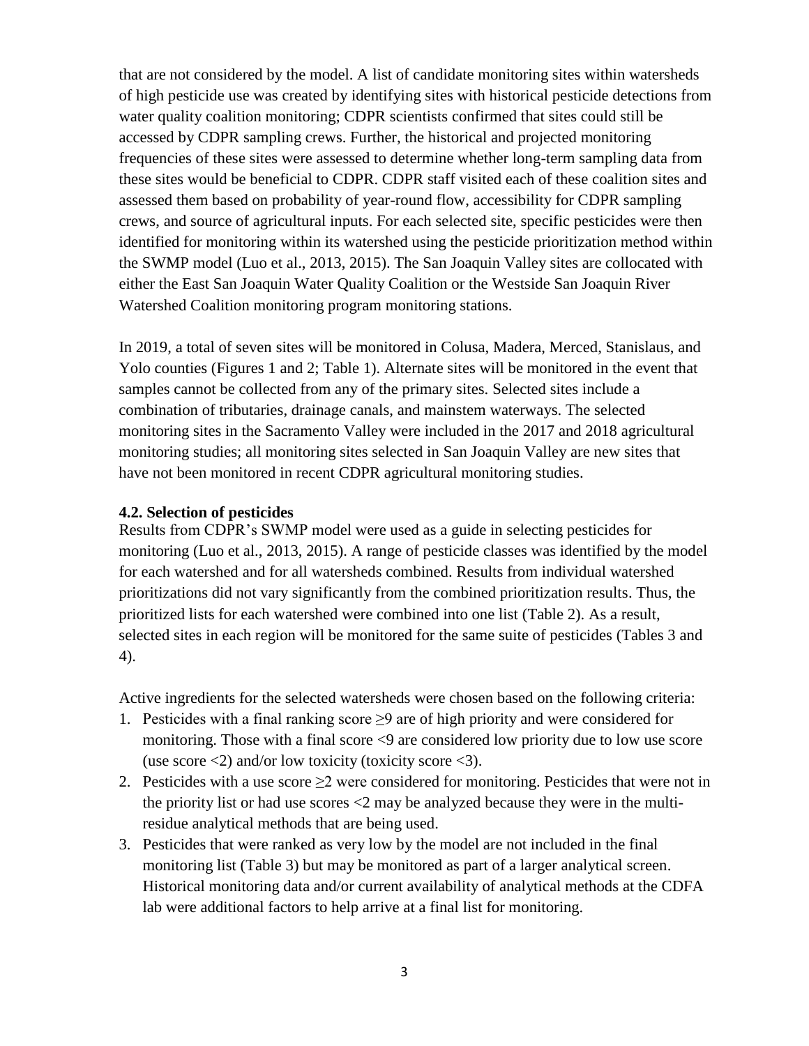that are not considered by the model. A list of candidate monitoring sites within watersheds of high pesticide use was created by identifying sites with historical pesticide detections from water quality coalition monitoring; CDPR scientists confirmed that sites could still be accessed by CDPR sampling crews. Further, the historical and projected monitoring frequencies of these sites were assessed to determine whether long-term sampling data from these sites would be beneficial to CDPR. CDPR staff visited each of these coalition sites and assessed them based on probability of year-round flow, accessibility for CDPR sampling crews, and source of agricultural inputs. For each selected site, specific pesticides were then identified for monitoring within its watershed using the pesticide prioritization method within the SWMP model (Luo et al., 2013, 2015). The San Joaquin Valley sites are collocated with either the East San Joaquin Water Quality Coalition or the Westside San Joaquin River Watershed Coalition monitoring program monitoring stations.

In 2019, a total of seven sites will be monitored in Colusa, Madera, Merced, Stanislaus, and Yolo counties (Figures 1 and 2; Table 1). Alternate sites will be monitored in the event that samples cannot be collected from any of the primary sites. Selected sites include a combination of tributaries, drainage canals, and mainstem waterways. The selected monitoring sites in the Sacramento Valley were included in the 2017 and 2018 agricultural monitoring studies; all monitoring sites selected in San Joaquin Valley are new sites that have not been monitored in recent CDPR agricultural monitoring studies.

### 4.2. Selection of pesticides

Results from CDPR's SWMP model were used as a guide in selecting pesticides for monitoring (Luo et al., 2013, 2015). A range of pesticide classes was identified by the model for each watershed and for all watersheds combined. Results from individual watershed prioritizations did not vary significantly from the combined prioritization results. Thus, the prioritized lists for each watershed were combined into one list (Table 2). As a result, selected sites in each region will be monitored for the same suite of pesticides (Tables 3 and 4).

Active ingredients for the selected watersheds were chosen based on the following criteria:

1. Pesticides with a final ranking score $\geq 9$ are of high priority and were considered for monitoring. Those with a final score $<9$ are considered low priority due to low use score (use score $<2$) and/or low toxicity (toxicity score $<3$).
2. Pesticides with a use score $\geq 2$ were considered for monitoring. Pesticides that were not in the priority list or had use scores $<2$ may be analyzed because they were in the multi-residue analytical methods that are being used.
3. Pesticides that were ranked as very low by the model are not included in the final monitoring list (Table 3) but may be monitored as part of a larger analytical screen. Historical monitoring data and/or current availability of analytical methods at the CDFA lab were additional factors to help arrive at a final list for monitoring.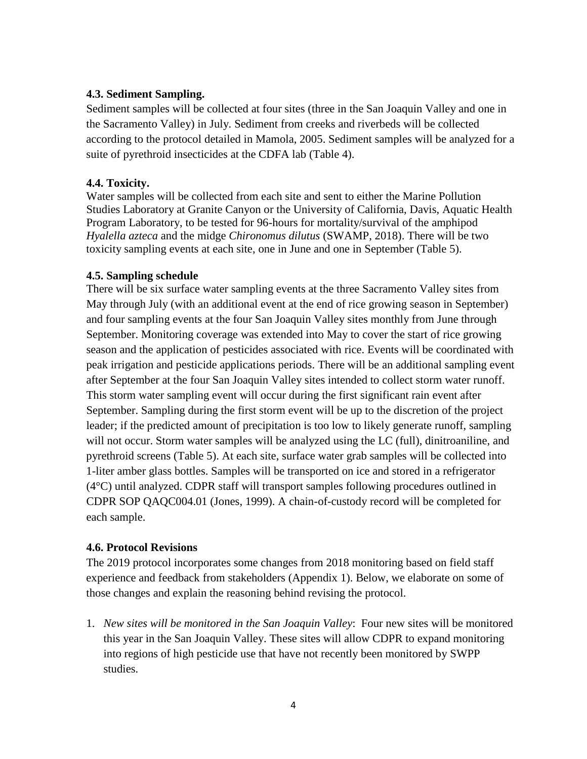### 4.3. Sediment Sampling.

Sediment samples will be collected at four sites (three in the San Joaquin Valley and one in the Sacramento Valley) in July. Sediment from creeks and riverbeds will be collected according to the protocol detailed in Mamola, 2005. Sediment samples will be analyzed for a suite of pyrethroid insecticides at the CDFA lab (Table 4).

### 4.4. Toxicity.

Water samples will be collected from each site and sent to either the Marine Pollution Studies Laboratory at Granite Canyon or the University of California, Davis, Aquatic Health Program Laboratory, to be tested for 96-hours for mortality/survival of the amphipod *Hyalella azteca* and the midge *Chironomus dilutus* (SWAMP, 2018). There will be two toxicity sampling events at each site, one in June and one in September (Table 5).

### 4.5. Sampling schedule

There will be six surface water sampling events at the three Sacramento Valley sites from May through July (with an additional event at the end of rice growing season in September) and four sampling events at the four San Joaquin Valley sites monthly from June through September. Monitoring coverage was extended into May to cover the start of rice growing season and the application of pesticides associated with rice. Events will be coordinated with peak irrigation and pesticide applications periods. There will be an additional sampling event after September at the four San Joaquin Valley sites intended to collect storm water runoff. This storm water sampling event will occur during the first significant rain event after September. Sampling during the first storm event will be up to the discretion of the project leader; if the predicted amount of precipitation is too low to likely generate runoff, sampling will not occur. Storm water samples will be analyzed using the LC (full), dinitroaniline, and pyrethroid screens (Table 5). At each site, surface water grab samples will be collected into 1-liter amber glass bottles. Samples will be transported on ice and stored in a refrigerator (4°C) until analyzed. CDPR staff will transport samples following procedures outlined in CDPR SOP QAQC004.01 (Jones, 1999). A chain-of-custody record will be completed for each sample.

### 4.6. Protocol Revisions

The 2019 protocol incorporates some changes from 2018 monitoring based on field staff experience and feedback from stakeholders (Appendix 1). Below, we elaborate on some of those changes and explain the reasoning behind revising the protocol.

1. *New sites will be monitored in the San Joaquin Valley*: Four new sites will be monitored this year in the San Joaquin Valley. These sites will allow CDPR to expand monitoring into regions of high pesticide use that have not recently been monitored by SWPP studies.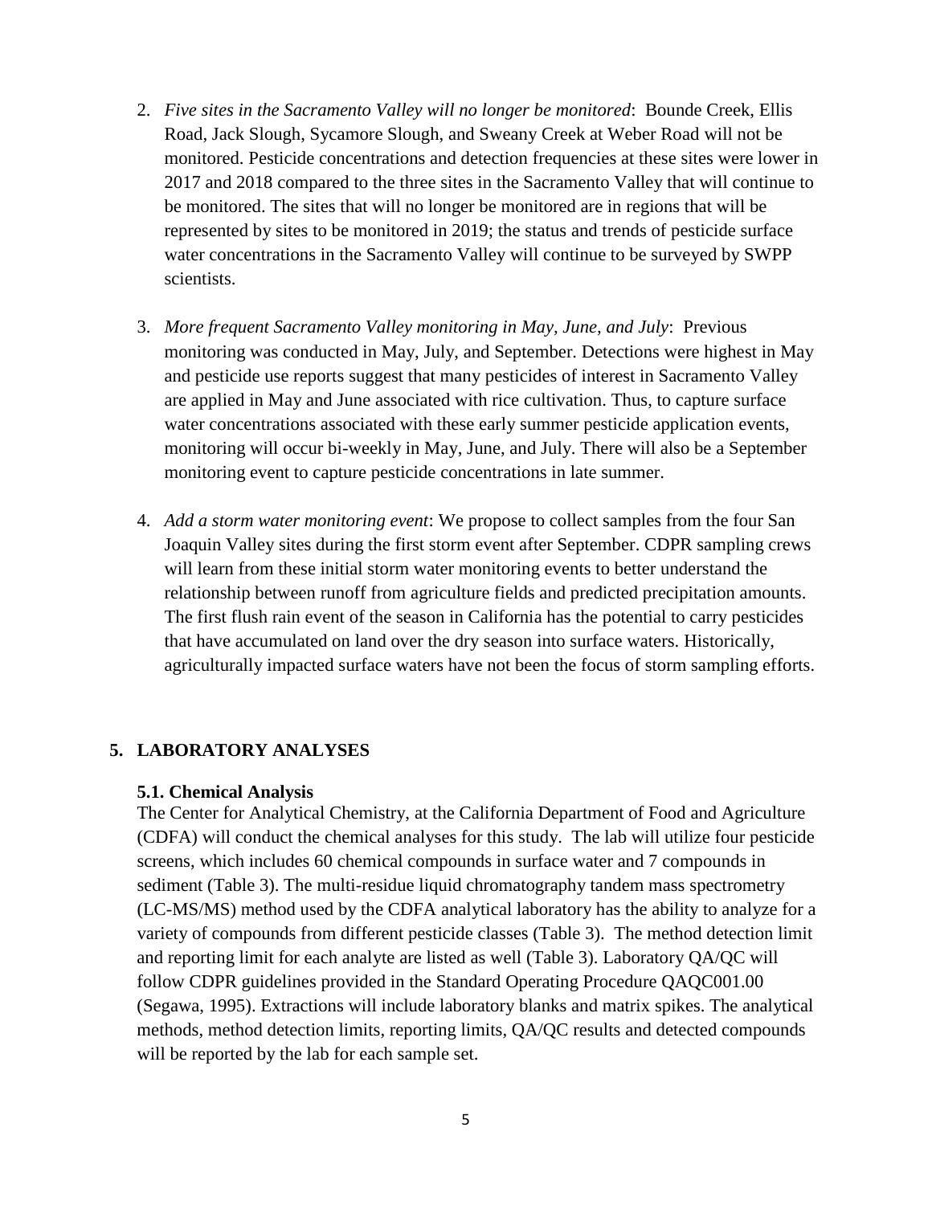2. *Five sites in the Sacramento Valley will no longer be monitored*: Bounde Creek, Ellis Road, Jack Slough, Sycamore Slough, and Sweany Creek at Weber Road will not be monitored. Pesticide concentrations and detection frequencies at these sites were lower in 2017 and 2018 compared to the three sites in the Sacramento Valley that will continue to be monitored. The sites that will no longer be monitored are in regions that will be represented by sites to be monitored in 2019; the status and trends of pesticide surface water concentrations in the Sacramento Valley will continue to be surveyed by SWPP scientists.

3. *More frequent Sacramento Valley monitoring in May, June, and July*: Previous monitoring was conducted in May, July, and September. Detections were highest in May and pesticide use reports suggest that many pesticides of interest in Sacramento Valley are applied in May and June associated with rice cultivation. Thus, to capture surface water concentrations associated with these early summer pesticide application events, monitoring will occur bi-weekly in May, June, and July. There will also be a September monitoring event to capture pesticide concentrations in late summer.

4. *Add a storm water monitoring event*: We propose to collect samples from the four San Joaquin Valley sites during the first storm event after September. CDPR sampling crews will learn from these initial storm water monitoring events to better understand the relationship between runoff from agriculture fields and predicted precipitation amounts. The first flush rain event of the season in California has the potential to carry pesticides that have accumulated on land over the dry season into surface waters. Historically, agriculturally impacted surface waters have not been the focus of storm sampling efforts.

## 5. LABORATORY ANALYSES

### 5.1. Chemical Analysis

The Center for Analytical Chemistry, at the California Department of Food and Agriculture (CDFA) will conduct the chemical analyses for this study. The lab will utilize four pesticide screens, which includes 60 chemical compounds in surface water and 7 compounds in sediment (Table 3). The multi-residue liquid chromatography tandem mass spectrometry (LC-MS/MS) method used by the CDFA analytical laboratory has the ability to analyze for a variety of compounds from different pesticide classes (Table 3). The method detection limit and reporting limit for each analyte are listed as well (Table 3). Laboratory QA/QC will follow CDPR guidelines provided in the Standard Operating Procedure QAQC001.00 (Segawa, 1995). Extractions will include laboratory blanks and matrix spikes. The analytical methods, method detection limits, reporting limits, QA/QC results and detected compounds will be reported by the lab for each sample set.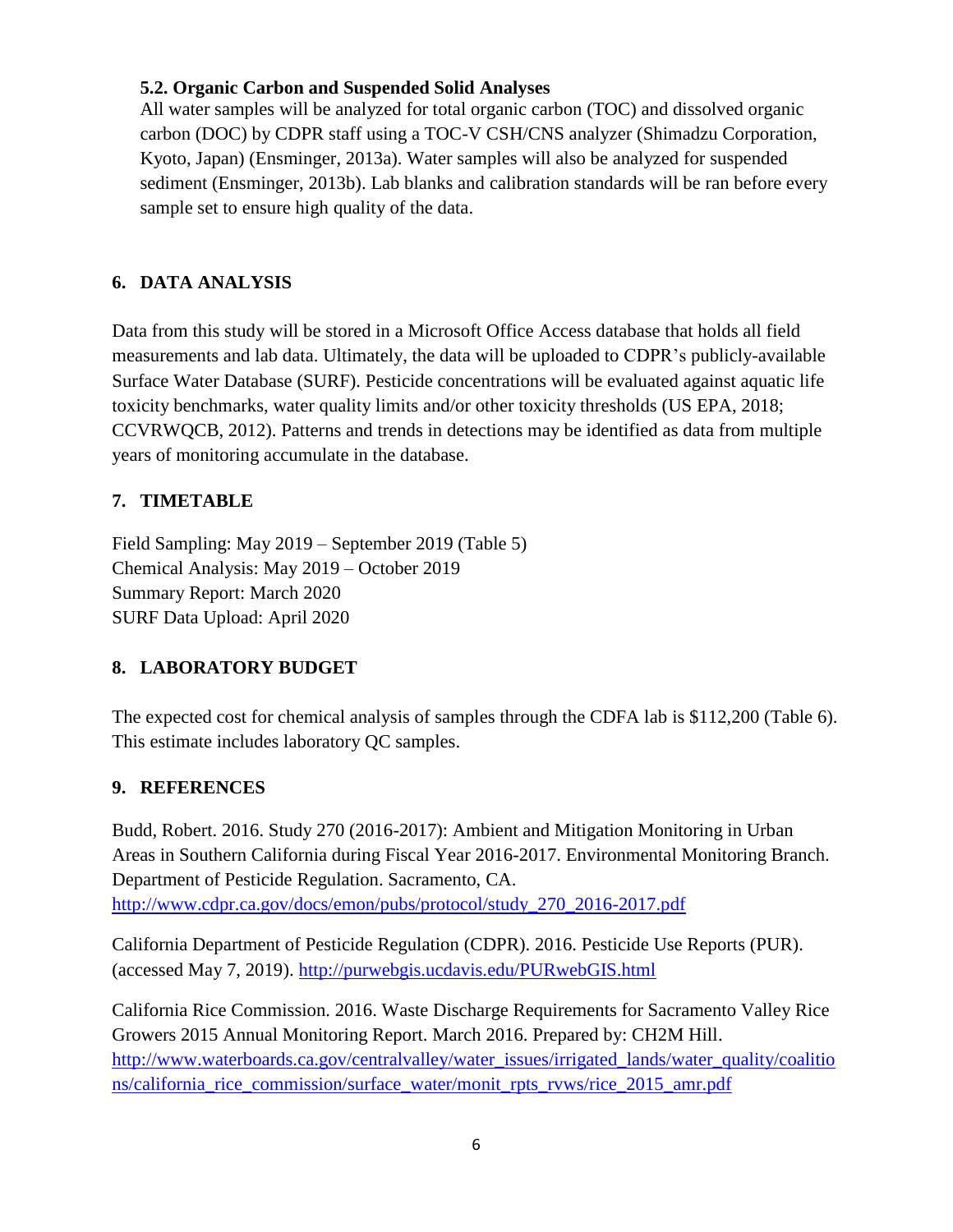### 5.2. Organic Carbon and Suspended Solid Analyses

All water samples will be analyzed for total organic carbon (TOC) and dissolved organic carbon (DOC) by CDPR staff using a TOC-V CSH/CNS analyzer (Shimadzu Corporation, Kyoto, Japan) (Ensminger, 2013a). Water samples will also be analyzed for suspended sediment (Ensminger, 2013b). Lab blanks and calibration standards will be ran before every sample set to ensure high quality of the data.

## 6. DATA ANALYSIS

Data from this study will be stored in a Microsoft Office Access database that holds all field measurements and lab data. Ultimately, the data will be uploaded to CDPR's publicly-available Surface Water Database (SURF). Pesticide concentrations will be evaluated against aquatic life toxicity benchmarks, water quality limits and/or other toxicity thresholds (US EPA, 2018; CCVRWQCB, 2012). Patterns and trends in detections may be identified as data from multiple years of monitoring accumulate in the database.

## 7. TIMETABLE

Field Sampling: May 2019 – September 2019 (Table 5)
Chemical Analysis: May 2019 – October 2019
Summary Report: March 2020
SURF Data Upload: April 2020

## 8. LABORATORY BUDGET

The expected cost for chemical analysis of samples through the CDFA lab is $112,200 (Table 6). This estimate includes laboratory QC samples.

## 9. REFERENCES

Budd, Robert. 2016. Study 270 (2016-2017): Ambient and Mitigation Monitoring in Urban Areas in Southern California during Fiscal Year 2016-2017. Environmental Monitoring Branch. Department of Pesticide Regulation. Sacramento, CA. http://www.cdpr.ca.gov/docs/emon/pubs/protocol/study_270_2016-2017.pdf

California Department of Pesticide Regulation (CDPR). 2016. Pesticide Use Reports (PUR). (accessed May 7, 2019). http://purwebgis.ucdavis.edu/PURwebGIS.html

California Rice Commission. 2016. Waste Discharge Requirements for Sacramento Valley Rice Growers 2015 Annual Monitoring Report. March 2016. Prepared by: CH2M Hill. http://www.waterboards.ca.gov/centralvalley/water_issues/irrigated_lands/water_quality/coalitions/california_rice_commission/surface_water/monit_rpts_rvws/rice_2015_amr.pdf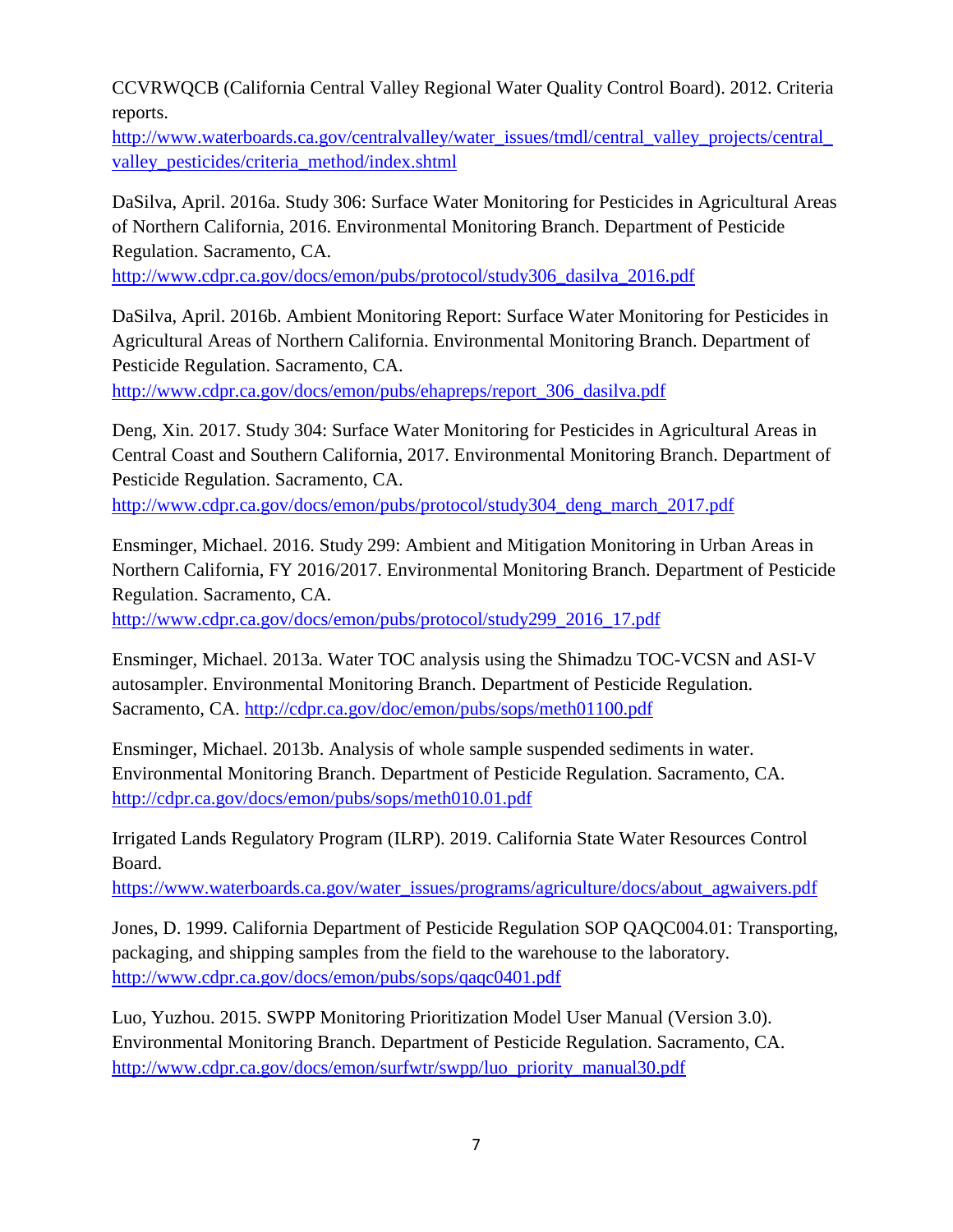CCVRWQCB (California Central Valley Regional Water Quality Control Board). 2012. Criteria reports.
http://www.waterboards.ca.gov/centralvalley/water_issues/tmdl/central_valley_projects/central_valley_pesticides/criteria_method/index.shtml

DaSilva, April. 2016a. Study 306: Surface Water Monitoring for Pesticides in Agricultural Areas of Northern California, 2016. Environmental Monitoring Branch. Department of Pesticide Regulation. Sacramento, CA.
http://www.cdpr.ca.gov/docs/emon/pubs/protocol/study306_dasilva_2016.pdf

DaSilva, April. 2016b. Ambient Monitoring Report: Surface Water Monitoring for Pesticides in Agricultural Areas of Northern California. Environmental Monitoring Branch. Department of Pesticide Regulation. Sacramento, CA.
http://www.cdpr.ca.gov/docs/emon/pubs/ehapreps/report_306_dasilva.pdf

Deng, Xin. 2017. Study 304: Surface Water Monitoring for Pesticides in Agricultural Areas in Central Coast and Southern California, 2017. Environmental Monitoring Branch. Department of Pesticide Regulation. Sacramento, CA.
http://www.cdpr.ca.gov/docs/emon/pubs/protocol/study304_deng_march_2017.pdf

Ensminger, Michael. 2016. Study 299: Ambient and Mitigation Monitoring in Urban Areas in Northern California, FY 2016/2017. Environmental Monitoring Branch. Department of Pesticide Regulation. Sacramento, CA.
http://www.cdpr.ca.gov/docs/emon/pubs/protocol/study299_2016_17.pdf

Ensminger, Michael. 2013a. Water TOC analysis using the Shimadzu TOC-VCSN and ASI-V autosampler. Environmental Monitoring Branch. Department of Pesticide Regulation. Sacramento, CA. http://cdpr.ca.gov/doc/emon/pubs/sops/meth01100.pdf

Ensminger, Michael. 2013b. Analysis of whole sample suspended sediments in water. Environmental Monitoring Branch. Department of Pesticide Regulation. Sacramento, CA.
http://cdpr.ca.gov/docs/emon/pubs/sops/meth010.01.pdf

Irrigated Lands Regulatory Program (ILRP). 2019. California State Water Resources Control Board.
https://www.waterboards.ca.gov/water_issues/programs/agriculture/docs/about_agwaivers.pdf

Jones, D. 1999. California Department of Pesticide Regulation SOP QAQC004.01: Transporting, packaging, and shipping samples from the field to the warehouse to the laboratory.
http://www.cdpr.ca.gov/docs/emon/pubs/sops/qaqc0401.pdf

Luo, Yuzhou. 2015. SWPP Monitoring Prioritization Model User Manual (Version 3.0). Environmental Monitoring Branch. Department of Pesticide Regulation. Sacramento, CA.
http://www.cdpr.ca.gov/docs/emon/surfwtr/swpp/luo_priority_manual30.pdf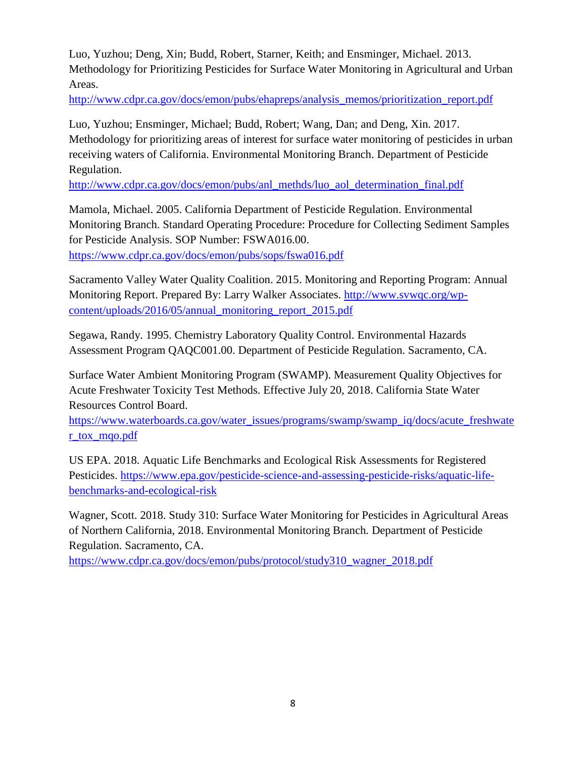Luo, Yuzhou; Deng, Xin; Budd, Robert, Starner, Keith; and Ensminger, Michael. 2013. Methodology for Prioritizing Pesticides for Surface Water Monitoring in Agricultural and Urban Areas.
http://www.cdpr.ca.gov/docs/emon/pubs/ehapreps/analysis_memos/prioritization_report.pdf

Luo, Yuzhou; Ensminger, Michael; Budd, Robert; Wang, Dan; and Deng, Xin. 2017. Methodology for prioritizing areas of interest for surface water monitoring of pesticides in urban receiving waters of California. Environmental Monitoring Branch. Department of Pesticide Regulation.
http://www.cdpr.ca.gov/docs/emon/pubs/anl_methds/luo_aol_determination_final.pdf

Mamola, Michael. 2005. California Department of Pesticide Regulation. Environmental Monitoring Branch. Standard Operating Procedure: Procedure for Collecting Sediment Samples for Pesticide Analysis. SOP Number: FSWA016.00.
https://www.cdpr.ca.gov/docs/emon/pubs/sops/fswa016.pdf

Sacramento Valley Water Quality Coalition. 2015. Monitoring and Reporting Program: Annual Monitoring Report. Prepared By: Larry Walker Associates. http://www.svwqc.org/wp-content/uploads/2016/05/annual_monitoring_report_2015.pdf

Segawa, Randy. 1995. Chemistry Laboratory Quality Control. Environmental Hazards Assessment Program QAQC001.00. Department of Pesticide Regulation. Sacramento, CA.

Surface Water Ambient Monitoring Program (SWAMP). Measurement Quality Objectives for Acute Freshwater Toxicity Test Methods. Effective July 20, 2018. California State Water Resources Control Board.
https://www.waterboards.ca.gov/water_issues/programs/swamp/swamp_iq/docs/acute_freshwater_tox_mqo.pdf

US EPA. 2018. Aquatic Life Benchmarks and Ecological Risk Assessments for Registered Pesticides. https://www.epa.gov/pesticide-science-and-assessing-pesticide-risks/aquatic-life-benchmarks-and-ecological-risk

Wagner, Scott. 2018. Study 310: Surface Water Monitoring for Pesticides in Agricultural Areas of Northern California, 2018. Environmental Monitoring Branch. Department of Pesticide Regulation. Sacramento, CA.
https://www.cdpr.ca.gov/docs/emon/pubs/protocol/study310_wagner_2018.pdf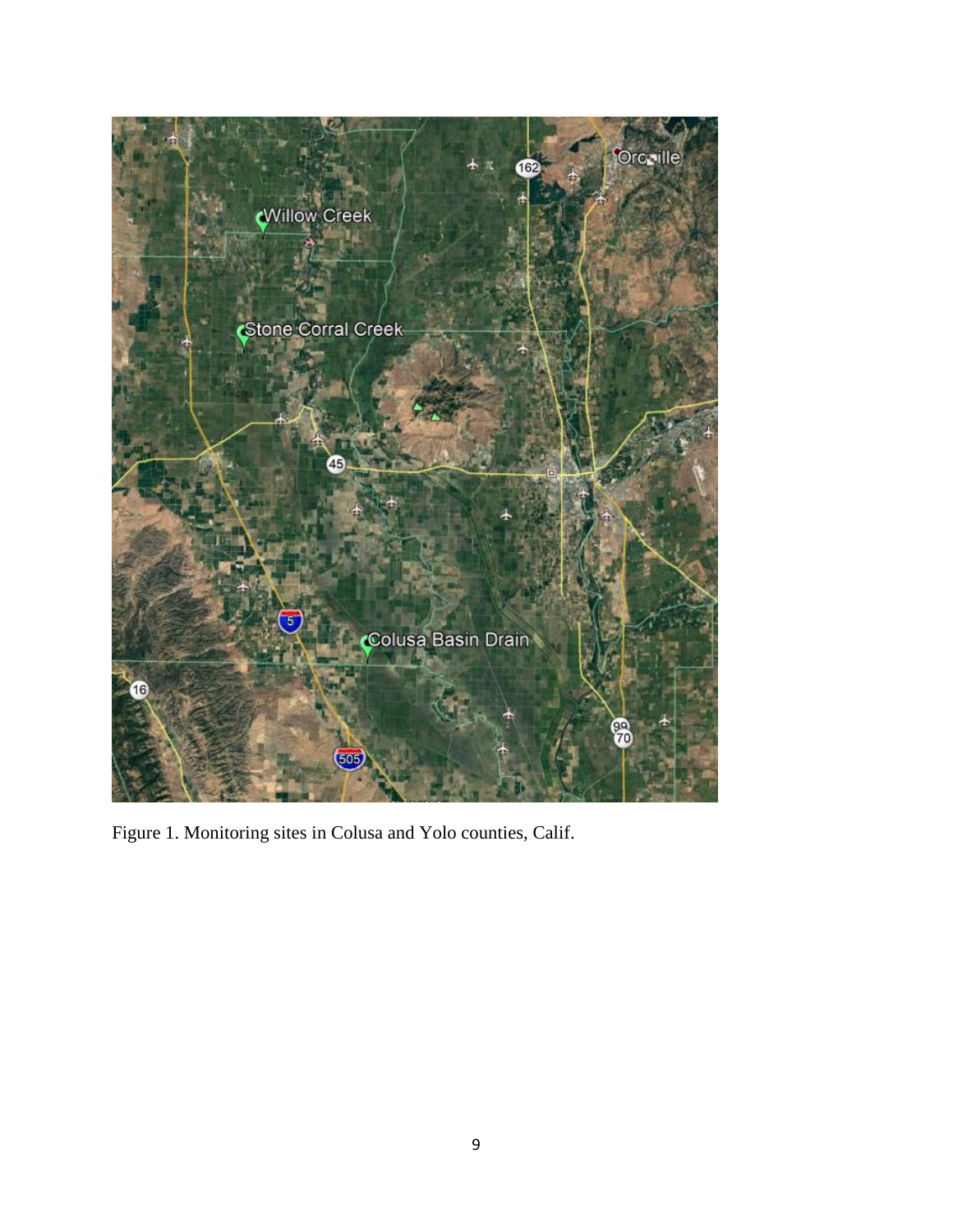Figure 1. Monitoring sites in Colusa and Yolo counties, Calif.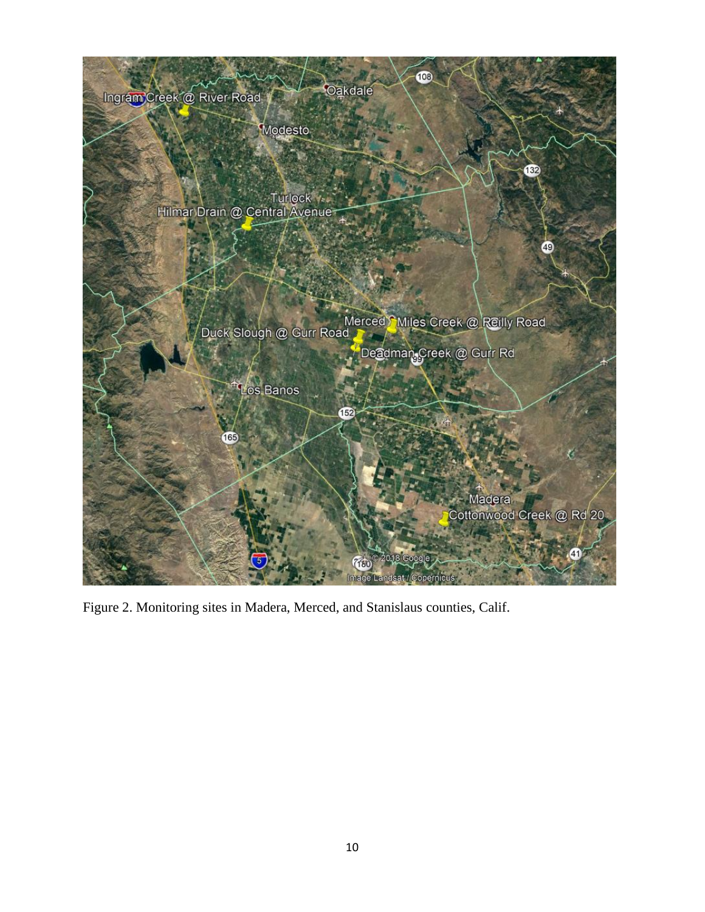Figure 2. Monitoring sites in Madera, Merced, and Stanislaus counties, Calif.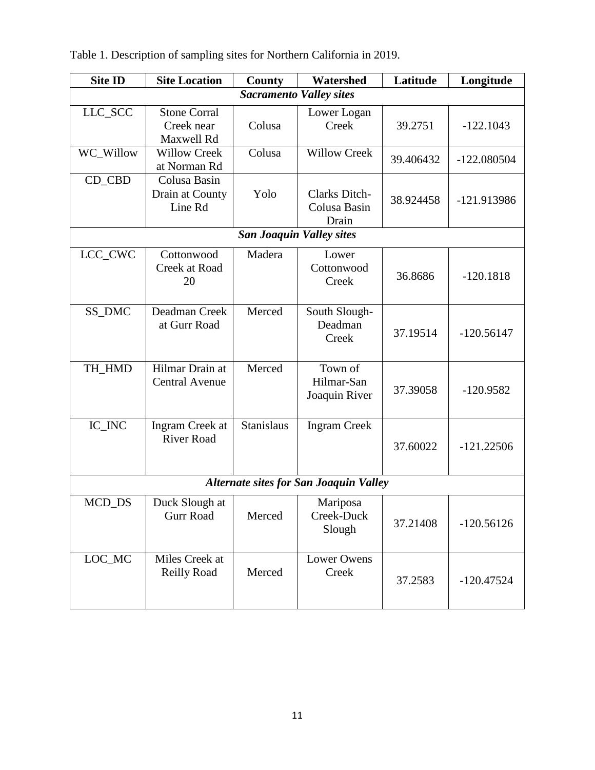Table 1. Description of sampling sites for Northern California in 2019.

| Site ID | Site Location | County | Watershed | Latitude | Longitude |
| --- | --- | --- | --- | --- | --- |
| ***Sacramento Valley sites*** | | | | | |
| LLC_SCC | Stone Corral Creek near Maxwell Rd | Colusa | Lower Logan Creek | 39.2751 | -122.1043 |
| WC_Willow | Willow Creek at Norman Rd | Colusa | Willow Creek | 39.406432 | -122.080504 |
| CD_CBD | Colusa Basin Drain at County Line Rd | Yolo | Clarks Ditch-Colusa Basin Drain | 38.924458 | -121.913986 |
| ***San Joaquin Valley sites*** | | | | | |
| LCC_CWC | Cottonwood Creek at Road 20 | Madera | Lower Cottonwood Creek | 36.8686 | -120.1818 |
| SS_DMC | Deadman Creek at Gurr Road | Merced | South Slough-Deadman Creek | 37.19514 | -120.56147 |
| TH_HMD | Hilmar Drain at Central Avenue | Merced | Town of Hilmar-San Joaquin River | 37.39058 | -120.9582 |
| IC_INC | Ingram Creek at River Road | Stanislaus | Ingram Creek | 37.60022 | -121.22506 |
| ***Alternate sites for San Joaquin Valley*** | | | | | |
| MCD_DS | Duck Slough at Gurr Road | Merced | Mariposa Creek-Duck Slough | 37.21408 | -120.56126 |
| LOC_MC | Miles Creek at Reilly Road | Merced | Lower Owens Creek | 37.2583 | -120.47524 |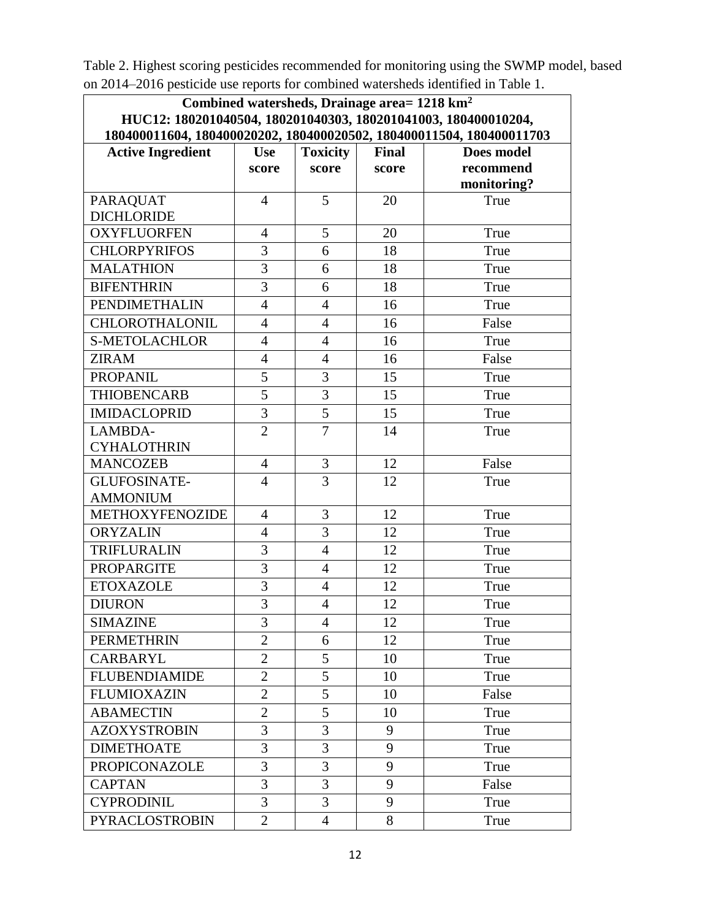Table 2. Highest scoring pesticides recommended for monitoring using the SWMP model, based on 2014–2016 pesticide use reports for combined watersheds identified in Table 1.

| **Combined watersheds, Drainage area= 1218 km$^2$ HUC12: 180201040504, 180201040303, 180201041003, 180400010204, 180400011604, 180400020202, 180400020502, 180400011504, 180400011703** | | | | |
|---|---|---|---|---|
| **Active Ingredient** | **Use score** | **Toxicity score** | **Final score** | **Does model recommend monitoring?** |
| PARAQUAT DICHLORIDE | 4 | 5 | 20 | True |
| OXYFLUORFEN | 4 | 5 | 20 | True |
| CHLORPYRIFOS | 3 | 6 | 18 | True |
| MALATHION | 3 | 6 | 18 | True |
| BIFENTHRIN | 3 | 6 | 18 | True |
| PENDIMETHALIN | 4 | 4 | 16 | True |
| CHLOROTHALONIL | 4 | 4 | 16 | False |
| S-METOLACHLOR | 4 | 4 | 16 | True |
| ZIRAM | 4 | 4 | 16 | False |
| PROPANIL | 5 | 3 | 15 | True |
| THIOBENCARB | 5 | 3 | 15 | True |
| IMIDACLOPRID | 3 | 5 | 15 | True |
| LAMBDA-CYHALOTHRIN | 2 | 7 | 14 | True |
| MANCOZEB | 4 | 3 | 12 | False |
| GLUFOSINATE-AMMONIUM | 4 | 3 | 12 | True |
| METHOXYFENOZIDE | 4 | 3 | 12 | True |
| ORYZALIN | 4 | 3 | 12 | True |
| TRIFLURALIN | 3 | 4 | 12 | True |
| PROPARGITE | 3 | 4 | 12 | True |
| ETOXAZOLE | 3 | 4 | 12 | True |
| DIURON | 3 | 4 | 12 | True |
| SIMAZINE | 3 | 4 | 12 | True |
| PERMETHRIN | 2 | 6 | 12 | True |
| CARBARYL | 2 | 5 | 10 | True |
| FLUBENDIAMIDE | 2 | 5 | 10 | True |
| FLUMIOXAZIN | 2 | 5 | 10 | False |
| ABAMECTIN | 2 | 5 | 10 | True |
| AZOXYSTROBIN | 3 | 3 | 9 | True |
| DIMETHOATE | 3 | 3 | 9 | True |
| PROPICONAZOLE | 3 | 3 | 9 | True |
| CAPTAN | 3 | 3 | 9 | False |
| CYPRODINIL | 3 | 3 | 9 | True |
| PYRACLOSTROBIN | 2 | 4 | 8 | True |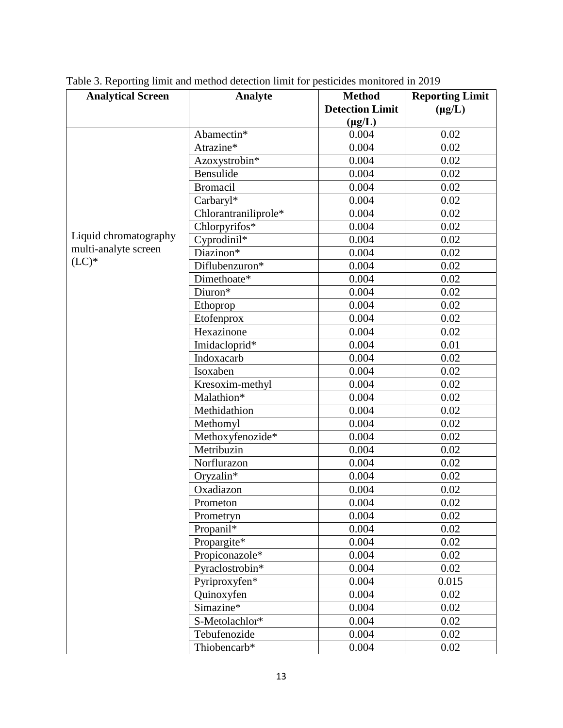Table 3. Reporting limit and method detection limit for pesticides monitored in 2019

| Analytical Screen | Analyte | Method Detection Limit (µg/L) | Reporting Limit (µg/L) |
|---|---|---|---|
| Liquid chromatography multi-analyte screen (LC)* | Abamectin* | 0.004 | 0.02 |
| | Atrazine* | 0.004 | 0.02 |
| | Azoxystrobin* | 0.004 | 0.02 |
| | Bensulide | 0.004 | 0.02 |
| | Bromacil | 0.004 | 0.02 |
| | Carbaryl* | 0.004 | 0.02 |
| | Chlorantraniliprole* | 0.004 | 0.02 |
| | Chlorpyrifos* | 0.004 | 0.02 |
| | Cyprodinil* | 0.004 | 0.02 |
| | Diazinon* | 0.004 | 0.02 |
| | Diflubenzuron* | 0.004 | 0.02 |
| | Dimethoate* | 0.004 | 0.02 |
| | Diuron* | 0.004 | 0.02 |
| | Ethoprop | 0.004 | 0.02 |
| | Etofenprox | 0.004 | 0.02 |
| | Hexazinone | 0.004 | 0.02 |
| | Imidacloprid* | 0.004 | 0.01 |
| | Indoxacarb | 0.004 | 0.02 |
| | Isoxaben | 0.004 | 0.02 |
| | Kresoxim-methyl | 0.004 | 0.02 |
| | Malathion* | 0.004 | 0.02 |
| | Methidathion | 0.004 | 0.02 |
| | Methomyl | 0.004 | 0.02 |
| | Methoxyfenozide* | 0.004 | 0.02 |
| | Metribuzin | 0.004 | 0.02 |
| | Norflurazon | 0.004 | 0.02 |
| | Oryzalin* | 0.004 | 0.02 |
| | Oxadiazon | 0.004 | 0.02 |
| | Prometon | 0.004 | 0.02 |
| | Prometryn | 0.004 | 0.02 |
| | Propanil* | 0.004 | 0.02 |
| | Propargite* | 0.004 | 0.02 |
| | Propiconazole* | 0.004 | 0.02 |
| | Pyraclostrobin* | 0.004 | 0.02 |
| | Pyriproxyfen* | 0.004 | 0.015 |
| | Quinoxyfen | 0.004 | 0.02 |
| | Simazine* | 0.004 | 0.02 |
| | S-Metolachlor* | 0.004 | 0.02 |
| | Tebufenozide | 0.004 | 0.02 |
| | Thiobencarb* | 0.004 | 0.02 |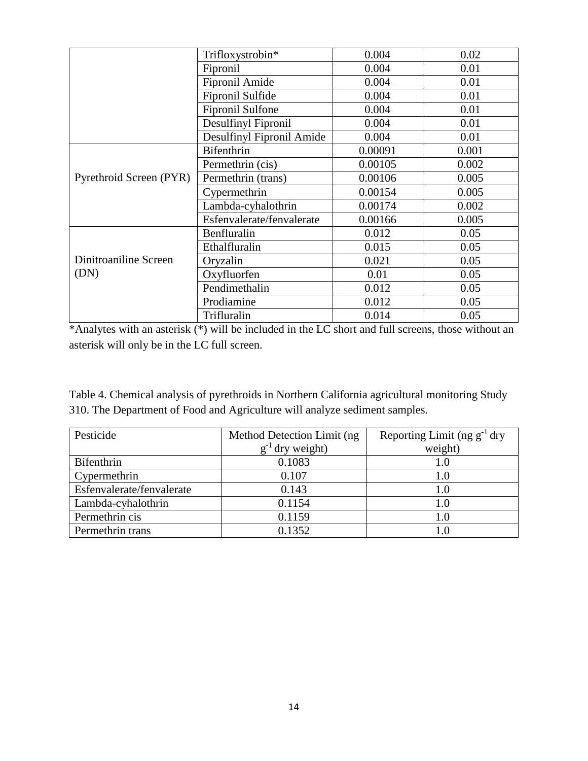| | | | |
|---|---|---|---|
| | Trifloxystrobin* | 0.004 | 0.02 |
| | Fipronil | 0.004 | 0.01 |
| | Fipronil Amide | 0.004 | 0.01 |
| | Fipronil Sulfide | 0.004 | 0.01 |
| | Fipronil Sulfone | 0.004 | 0.01 |
| | Desulfinyl Fipronil | 0.004 | 0.01 |
| | Desulfinyl Fipronil Amide | 0.004 | 0.01 |
| Pyrethroid Screen (PYR) | Bifenthrin | 0.00091 | 0.001 |
| | Permethrin (cis) | 0.00105 | 0.002 |
| | Permethrin (trans) | 0.00106 | 0.005 |
| | Cypermethrin | 0.00154 | 0.005 |
| | Lambda-cyhalothrin | 0.00174 | 0.002 |
| | Esfenvalerate/fenvalerate | 0.00166 | 0.005 |
| Dinitroaniline Screen (DN) | Benfluralin | 0.012 | 0.05 |
| | Ethalfluralin | 0.015 | 0.05 |
| | Oryzalin | 0.021 | 0.05 |
| | Oxyfluorfen | 0.01 | 0.05 |
| | Pendimethalin | 0.012 | 0.05 |
| | Prodiamine | 0.012 | 0.05 |
| | Trifluralin | 0.014 | 0.05 |

*Analytes with an asterisk (*) will be included in the LC short and full screens, those without an asterisk will only be in the LC full screen.

Table 4. Chemical analysis of pyrethroids in Northern California agricultural monitoring Study 310. The Department of Food and Agriculture will analyze sediment samples.

| Pesticide | Method Detection Limit (ng $g^{-1}$ dry weight) | Reporting Limit (ng $g^{-1}$ dry weight) |
|---|---|---|
| Bifenthrin | 0.1083 | 1.0 |
| Cypermethrin | 0.107 | 1.0 |
| Esfenvalerate/fenvalerate | 0.143 | 1.0 |
| Lambda-cyhalothrin | 0.1154 | 1.0 |
| Permethrin cis | 0.1159 | 1.0 |
| Permethrin trans | 0.1352 | 1.0 |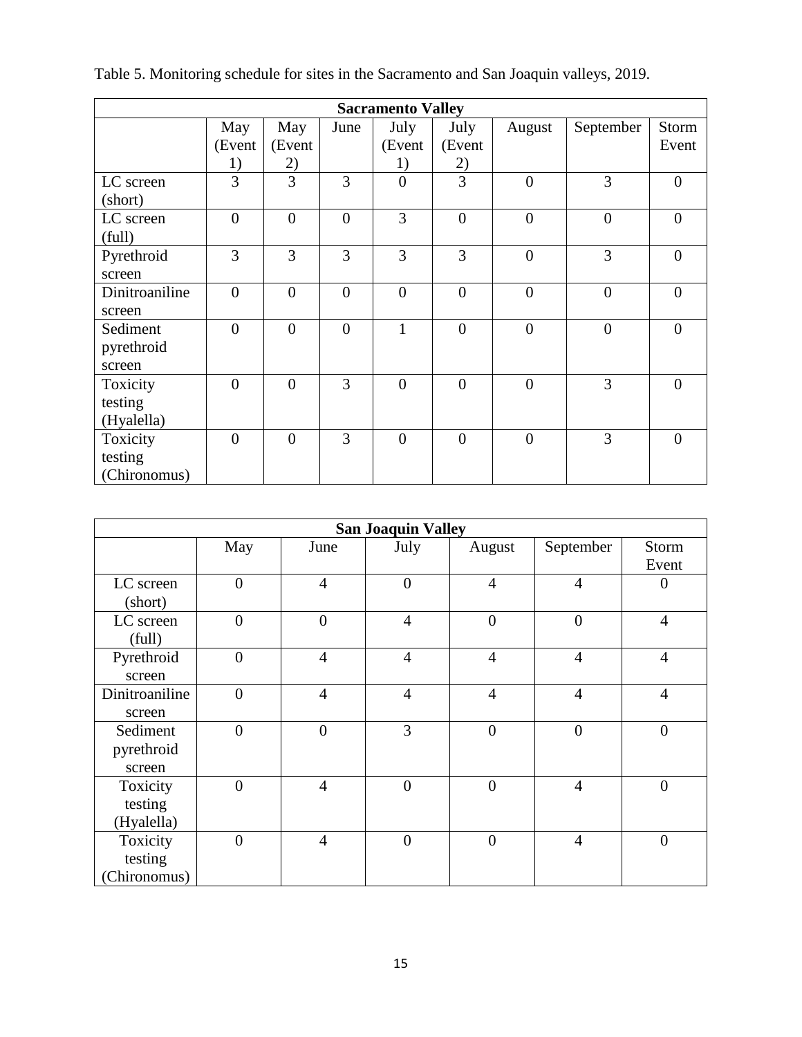Table 5. Monitoring schedule for sites in the Sacramento and San Joaquin valleys, 2019.

| Sacramento Valley | | | | | | | | |
|---|---|---|---|---|---|---|---|---|
| | May (Event 1) | May (Event 2) | June | July (Event 1) | July (Event 2) | August | September | Storm Event |
| LC screen (short) | 3 | 3 | 3 | 0 | 3 | 0 | 3 | 0 |
| LC screen (full) | 0 | 0 | 0 | 3 | 0 | 0 | 0 | 0 |
| Pyrethroid screen | 3 | 3 | 3 | 3 | 3 | 0 | 3 | 0 |
| Dinitroaniline screen | 0 | 0 | 0 | 0 | 0 | 0 | 0 | 0 |
| Sediment pyrethroid screen | 0 | 0 | 0 | 1 | 0 | 0 | 0 | 0 |
| Toxicity testing (Hyalella) | 0 | 0 | 3 | 0 | 0 | 0 | 3 | 0 |
| Toxicity testing (Chironomus) | 0 | 0 | 3 | 0 | 0 | 0 | 3 | 0 |

| San Joaquin Valley | | | | | | |
|---|---|---|---|---|---|---|
| | May | June | July | August | September | Storm Event |
| LC screen (short) | 0 | 4 | 0 | 4 | 4 | 0 |
| LC screen (full) | 0 | 0 | 4 | 0 | 0 | 4 |
| Pyrethroid screen | 0 | 4 | 4 | 4 | 4 | 4 |
| Dinitroaniline screen | 0 | 4 | 4 | 4 | 4 | 4 |
| Sediment pyrethroid screen | 0 | 0 | 3 | 0 | 0 | 0 |
| Toxicity testing (Hyalella) | 0 | 4 | 0 | 0 | 4 | 0 |
| Toxicity testing (Chironomus) | 0 | 4 | 0 | 0 | 4 | 0 |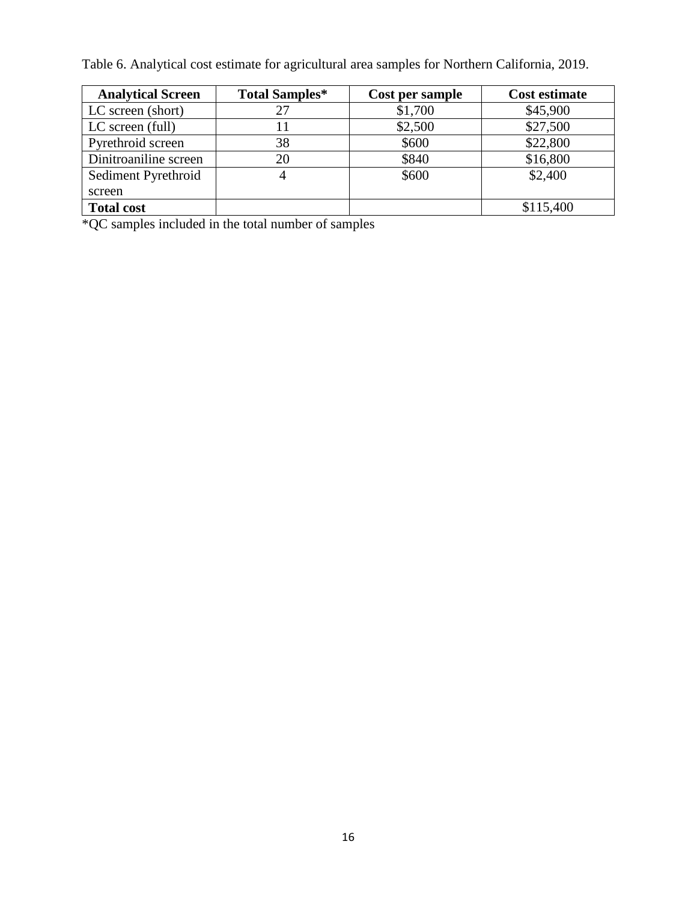Table 6. Analytical cost estimate for agricultural area samples for Northern California, 2019.

| Analytical Screen | Total Samples* | Cost per sample | Cost estimate |
|---|---|---|---|
| LC screen (short) | 27 | $1,700 | $45,900 |
| LC screen (full) | 11 | $2,500 | $27,500 |
| Pyrethroid screen | 38 | $600 | $22,800 |
| Dinitroaniline screen | 20 | $840 | $16,800 |
| Sediment Pyrethroid screen | 4 | $600 | $2,400 |
| **Total cost** | | | $115,400 |

*QC samples included in the total number of samples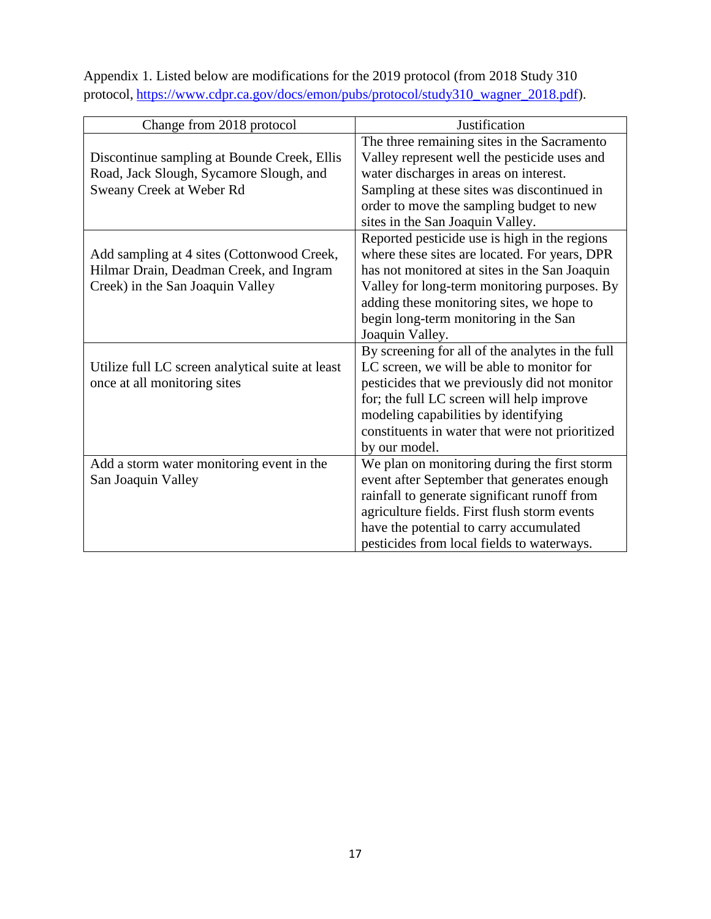Appendix 1. Listed below are modifications for the 2019 protocol (from 2018 Study 310 protocol, https://www.cdpr.ca.gov/docs/emon/pubs/protocol/study310_wagner_2018.pdf).

| Change from 2018 protocol | Justification |
|---|---|
| Discontinue sampling at Bounde Creek, Ellis Road, Jack Slough, Sycamore Slough, and Sweany Creek at Weber Rd | The three remaining sites in the Sacramento Valley represent well the pesticide uses and water discharges in areas on interest. Sampling at these sites was discontinued in order to move the sampling budget to new sites in the San Joaquin Valley. |
| Add sampling at 4 sites (Cottonwood Creek, Hilmar Drain, Deadman Creek, and Ingram Creek) in the San Joaquin Valley | Reported pesticide use is high in the regions where these sites are located. For years, DPR has not monitored at sites in the San Joaquin Valley for long-term monitoring purposes. By adding these monitoring sites, we hope to begin long-term monitoring in the San Joaquin Valley. |
| Utilize full LC screen analytical suite at least once at all monitoring sites | By screening for all of the analytes in the full LC screen, we will be able to monitor for pesticides that we previously did not monitor for; the full LC screen will help improve modeling capabilities by identifying constituents in water that were not prioritized by our model. |
| Add a storm water monitoring event in the San Joaquin Valley | We plan on monitoring during the first storm event after September that generates enough rainfall to generate significant runoff from agriculture fields. First flush storm events have the potential to carry accumulated pesticides from local fields to waterways. |